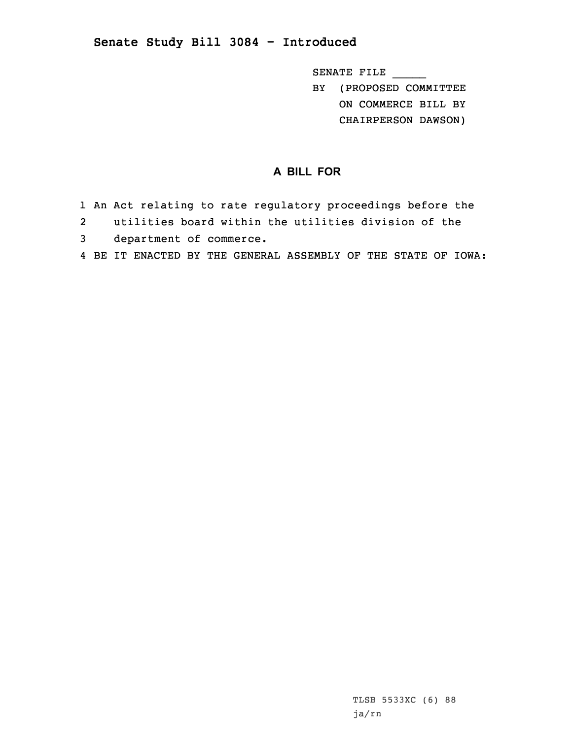## Senate Study Bill 3084 - Introduced

SENATE FILE _____
BY (PROPOSED COMMITTEE ON COMMERCE BILL BY CHAIRPERSON DAWSON)

### A BILL FOR

1 An Act relating to rate regulatory proceedings before the
2 utilities board within the utilities division of the
3 department of commerce.
4 BE IT ENACTED BY THE GENERAL ASSEMBLY OF THE STATE OF IOWA:

TLSB 5533XC (6) 88
ja/rn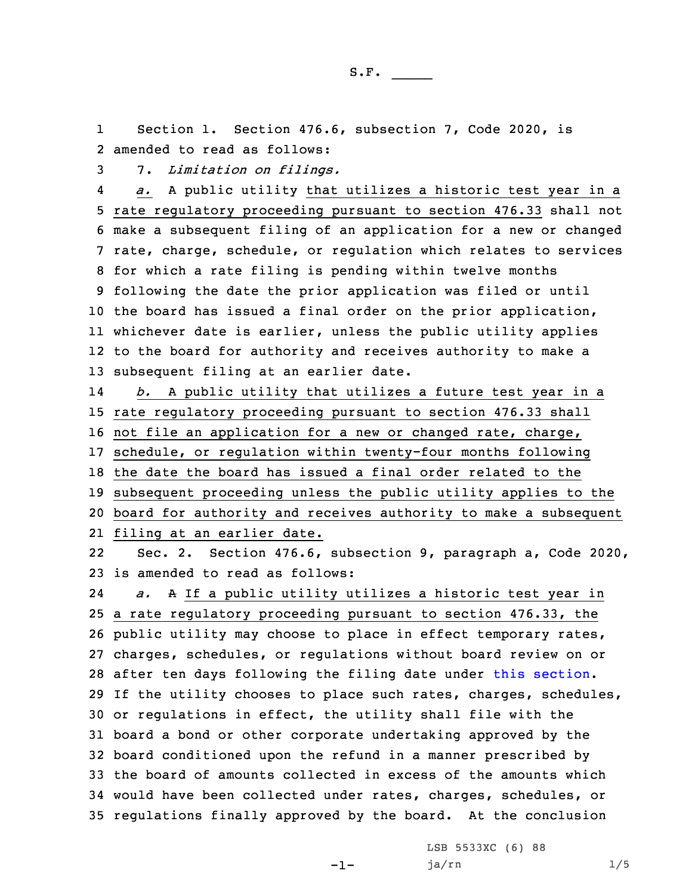S.F. _____

Section 1. Section 476.6, subsection 7, Code 2020, is amended to read as follows:

7. *Limitation on filings.*

*a.* A public utility that utilizes a historic test year in a rate regulatory proceeding pursuant to section 476.33 shall not make a subsequent filing of an application for a new or changed rate, charge, schedule, or regulation which relates to services for which a rate filing is pending within twelve months following the date the prior application was filed or until the board has issued a final order on the prior application, whichever date is earlier, unless the public utility applies to the board for authority and receives authority to make a subsequent filing at an earlier date.

*b.* A public utility that utilizes a future test year in a rate regulatory proceeding pursuant to section 476.33 shall not file an application for a new or changed rate, charge, schedule, or regulation within twenty-four months following the date the board has issued a final order related to the subsequent proceeding unless the public utility applies to the board for authority and receives authority to make a subsequent filing at an earlier date.

Sec. 2. Section 476.6, subsection 9, paragraph a, Code 2020, is amended to read as follows:

*a.* A If a public utility utilizes a historic test year in a rate regulatory proceeding pursuant to section 476.33, the public utility may choose to place in effect temporary rates, charges, schedules, or regulations without board review on or after ten days following the filing date under this section. If the utility chooses to place such rates, charges, schedules, or regulations in effect, the utility shall file with the board a bond or other corporate undertaking approved by the board conditioned upon the refund in a manner prescribed by the board of amounts collected in excess of the amounts which would have been collected under rates, charges, schedules, or regulations finally approved by the board. At the conclusion

LSB 5533XC (6) 88
ja/rn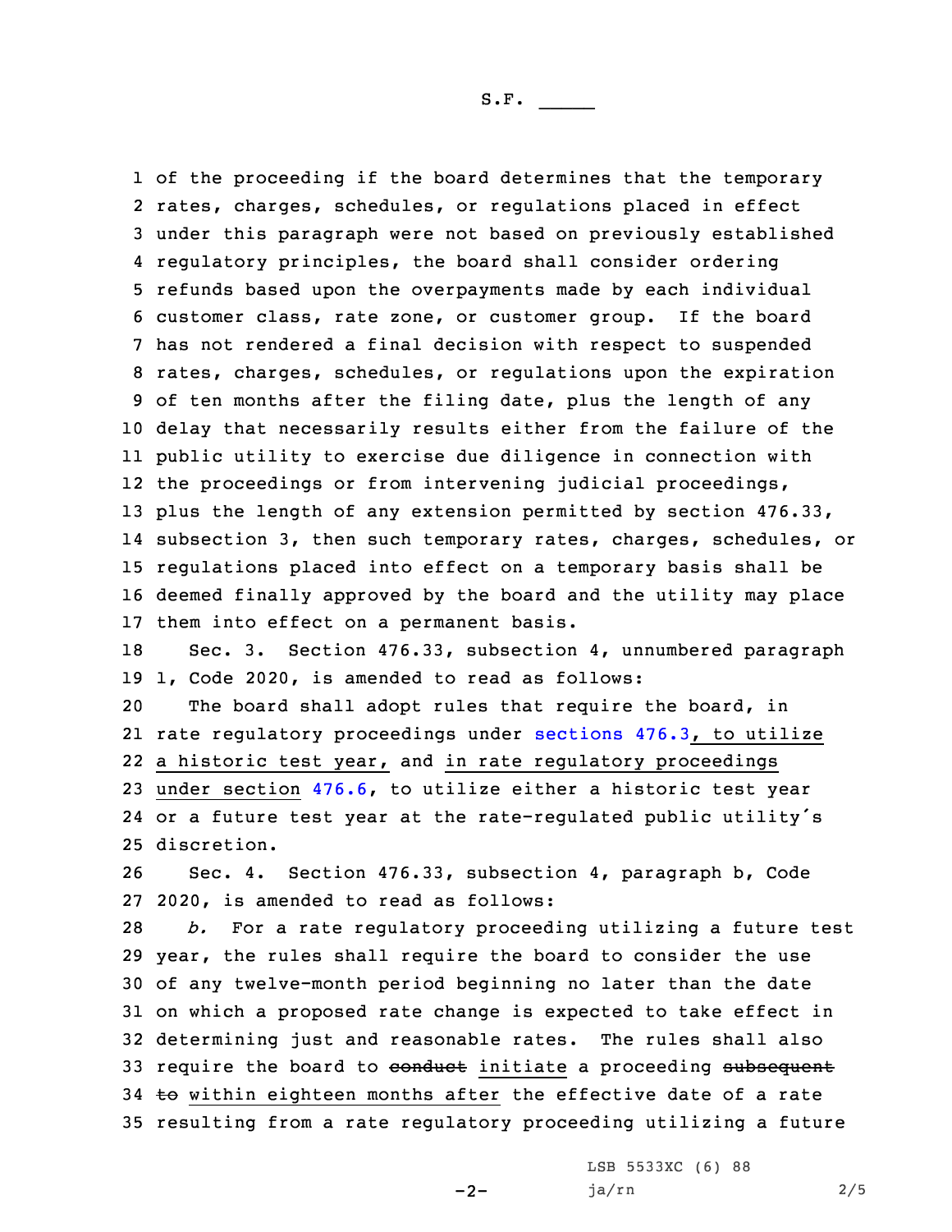of the proceeding if the board determines that the temporary rates, charges, schedules, or regulations placed in effect under this paragraph were not based on previously established regulatory principles, the board shall consider ordering refunds based upon the overpayments made by each individual customer class, rate zone, or customer group. If the board has not rendered a final decision with respect to suspended rates, charges, schedules, or regulations upon the expiration of ten months after the filing date, plus the length of any delay that necessarily results either from the failure of the public utility to exercise due diligence in connection with the proceedings or from intervening judicial proceedings, plus the length of any extension permitted by section 476.33, subsection 3, then such temporary rates, charges, schedules, or regulations placed into effect on a temporary basis shall be deemed finally approved by the board and the utility may place them into effect on a permanent basis.

Sec. 3. Section 476.33, subsection 4, unnumbered paragraph 1, Code 2020, is amended to read as follows:

The board shall adopt rules that require the board, in rate regulatory proceedings under <u>sections 476.3, to utilize a historic test year,</u> and <u>in rate regulatory proceedings under section</u> 476.6, to utilize either a historic test year or a future test year at the rate-regulated public utility's discretion.

Sec. 4. Section 476.33, subsection 4, paragraph b, Code 2020, is amended to read as follows:

*b.* For a rate regulatory proceeding utilizing a future test year, the rules shall require the board to consider the use of any twelve-month period beginning no later than the date on which a proposed rate change is expected to take effect in determining just and reasonable rates. The rules shall also require the board to ~~conduct~~ <u>initiate</u> a proceeding ~~subsequent to~~ <u>within eighteen months after</u> the effective date of a rate resulting from a rate regulatory proceeding utilizing a future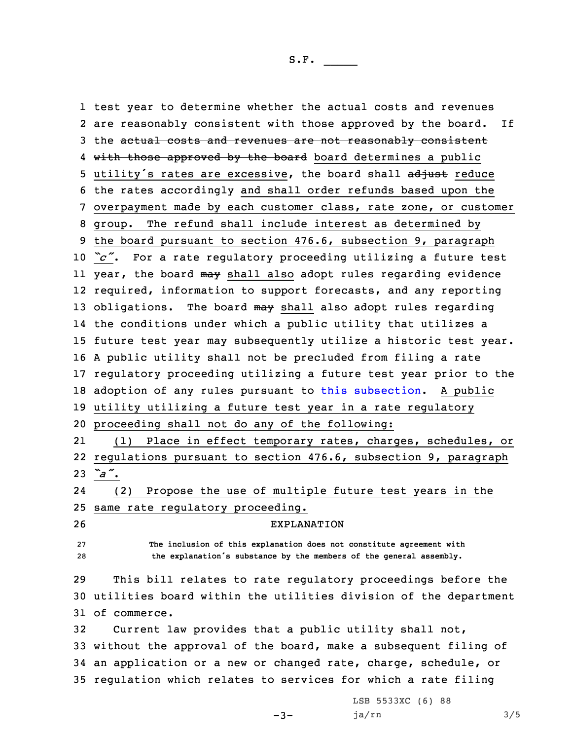test year to determine whether the actual costs and revenues are reasonably consistent with those approved by the board. If the ~~actual costs and revenues are not reasonably consistent with those approved by the board~~ board determines a public utility's rates are excessive, the board shall ~~adjust~~ reduce the rates accordingly and shall order refunds based upon the overpayment made by each customer class, rate zone, or customer group. The refund shall include interest as determined by the board pursuant to section 476.6, subsection 9, paragraph *"c"*. For a rate regulatory proceeding utilizing a future test year, the board ~~may~~ shall also adopt rules regarding evidence required, information to support forecasts, and any reporting obligations. The board ~~may~~ shall also adopt rules regarding the conditions under which a public utility that utilizes a future test year may subsequently utilize a historic test year. A public utility shall not be precluded from filing a rate regulatory proceeding utilizing a future test year prior to the adoption of any rules pursuant to this subsection. A public utility utilizing a future test year in a rate regulatory proceeding shall not do any of the following:

(1) Place in effect temporary rates, charges, schedules, or regulations pursuant to section 476.6, subsection 9, paragraph *"a"*.

(2) Propose the use of multiple future test years in the same rate regulatory proceeding.

EXPLANATION

The inclusion of this explanation does not constitute agreement with the explanation's substance by the members of the general assembly.

This bill relates to rate regulatory proceedings before the utilities board within the utilities division of the department of commerce.

Current law provides that a public utility shall not, without the approval of the board, make a subsequent filing of an application or a new or changed rate, charge, schedule, or regulation which relates to services for which a rate filing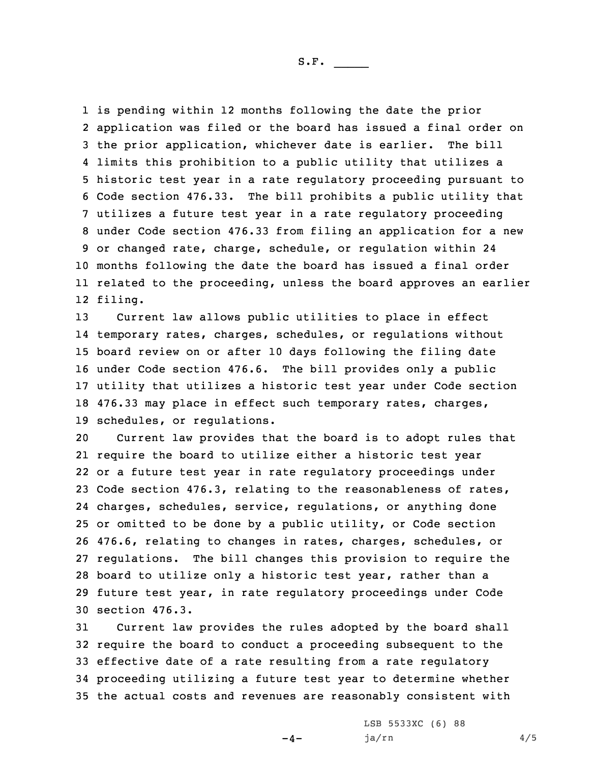is pending within 12 months following the date the prior application was filed or the board has issued a final order on the prior application, whichever date is earlier. The bill limits this prohibition to a public utility that utilizes a historic test year in a rate regulatory proceeding pursuant to Code section 476.33. The bill prohibits a public utility that utilizes a future test year in a rate regulatory proceeding under Code section 476.33 from filing an application for a new or changed rate, charge, schedule, or regulation within 24 months following the date the board has issued a final order related to the proceeding, unless the board approves an earlier filing.

Current law allows public utilities to place in effect temporary rates, charges, schedules, or regulations without board review on or after 10 days following the filing date under Code section 476.6. The bill provides only a public utility that utilizes a historic test year under Code section 476.33 may place in effect such temporary rates, charges, schedules, or regulations.

Current law provides that the board is to adopt rules that require the board to utilize either a historic test year or a future test year in rate regulatory proceedings under Code section 476.3, relating to the reasonableness of rates, charges, schedules, service, regulations, or anything done or omitted to be done by a public utility, or Code section 476.6, relating to changes in rates, charges, schedules, or regulations. The bill changes this provision to require the board to utilize only a historic test year, rather than a future test year, in rate regulatory proceedings under Code section 476.3.

Current law provides the rules adopted by the board shall require the board to conduct a proceeding subsequent to the effective date of a rate resulting from a rate regulatory proceeding utilizing a future test year to determine whether the actual costs and revenues are reasonably consistent with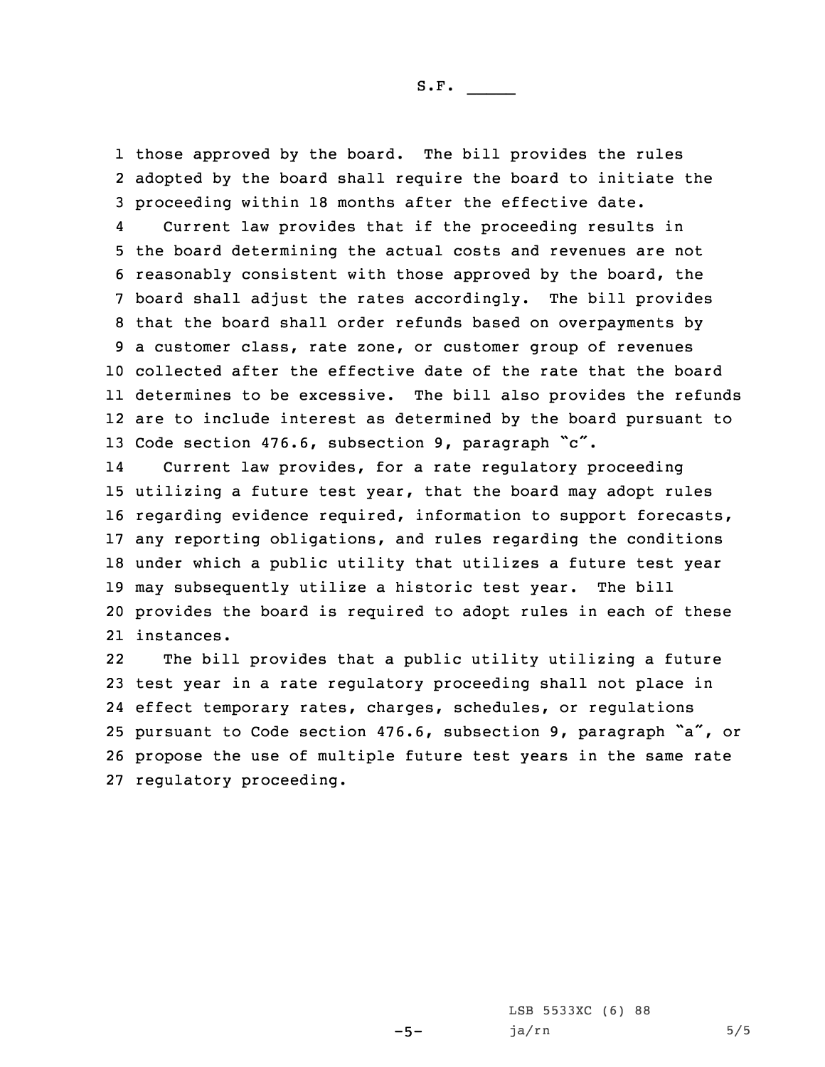those approved by the board. The bill provides the rules adopted by the board shall require the board to initiate the proceeding within 18 months after the effective date.

Current law provides that if the proceeding results in the board determining the actual costs and revenues are not reasonably consistent with those approved by the board, the board shall adjust the rates accordingly. The bill provides that the board shall order refunds based on overpayments by a customer class, rate zone, or customer group of revenues collected after the effective date of the rate that the board determines to be excessive. The bill also provides the refunds are to include interest as determined by the board pursuant to Code section 476.6, subsection 9, paragraph "c".

Current law provides, for a rate regulatory proceeding utilizing a future test year, that the board may adopt rules regarding evidence required, information to support forecasts, any reporting obligations, and rules regarding the conditions under which a public utility that utilizes a future test year may subsequently utilize a historic test year. The bill provides the board is required to adopt rules in each of these instances.

The bill provides that a public utility utilizing a future test year in a rate regulatory proceeding shall not place in effect temporary rates, charges, schedules, or regulations pursuant to Code section 476.6, subsection 9, paragraph "a", or propose the use of multiple future test years in the same rate regulatory proceeding.

LSB 5533XC (6) 88
ja/rn